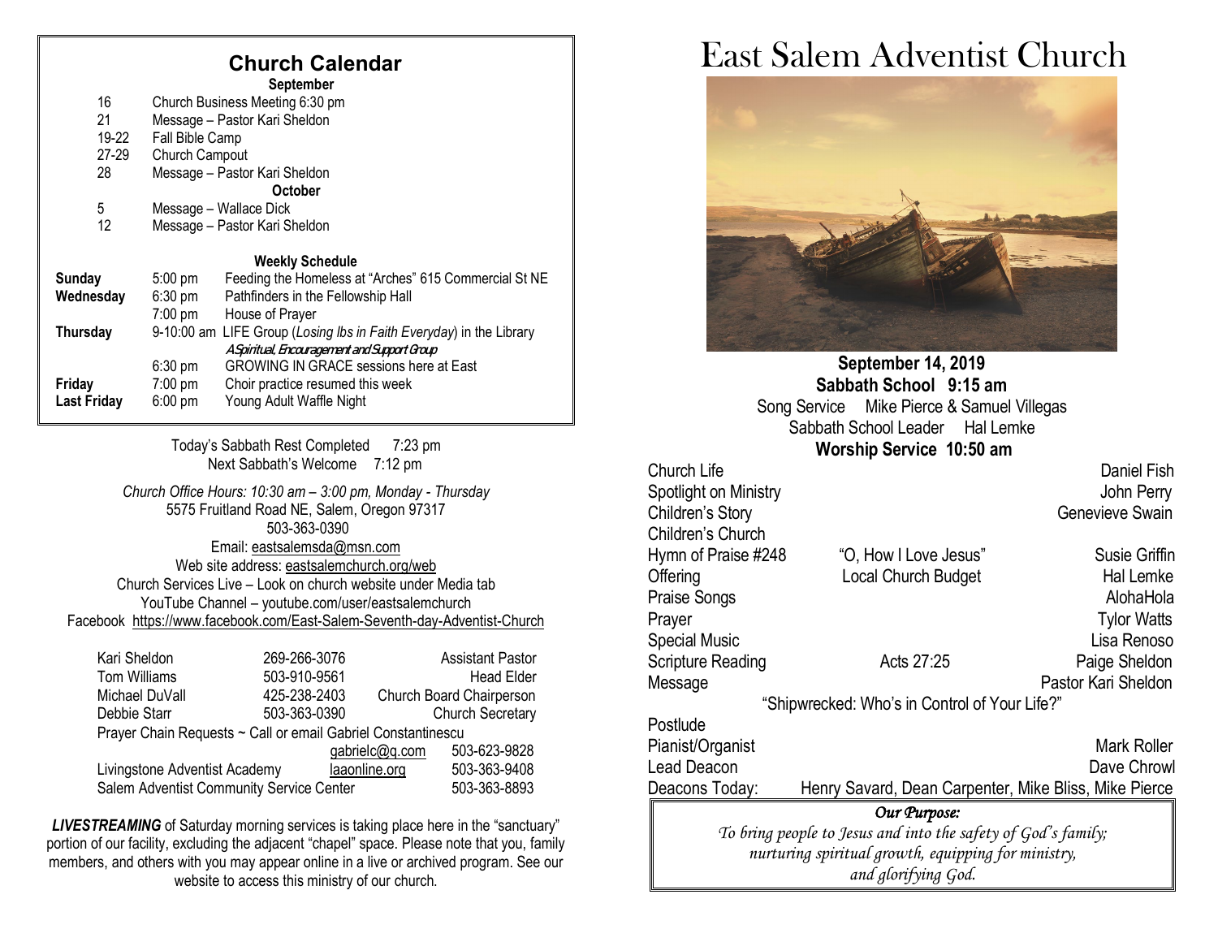## Church Calendar

**September**

| | |
|---|---|
| 16 | Church Business Meeting 6:30 pm |
| 21 | Message – Pastor Kari Sheldon |
| 19-22 | Fall Bible Camp |
| 27-29 | Church Campout |
| 28 | Message – Pastor Kari Sheldon |

**October**

| | |
|---|---|
| 5 | Message – Wallace Dick |
| 12 | Message – Pastor Kari Sheldon |

**Weekly Schedule**

| | | |
|---|---|---|
| **Sunday** | 5:00 pm | Feeding the Homeless at "Arches" 615 Commercial St NE |
| **Wednesday** | 6:30 pm | Pathfinders in the Fellowship Hall |
| | 7:00 pm | House of Prayer |
| **Thursday** | 9-10:00 am | LIFE Group (*Losing lbs in Faith Everyday*) in the Library — *A Spiritual, Encouragement and Support Group* |
| | 6:30 pm | GROWING IN GRACE sessions here at East |
| **Friday** | 7:00 pm | Choir practice resumed this week |
| **Last Friday** | 6:00 pm | Young Adult Waffle Night |

Today's Sabbath Rest Completed 7:23 pm
Next Sabbath's Welcome 7:12 pm

*Church Office Hours: 10:30 am – 3:00 pm, Monday - Thursday*
5575 Fruitland Road NE, Salem, Oregon 97317
503-363-0390
Email: eastsalemsda@msn.com
Web site address: eastsalemchurch.org/web
Church Services Live – Look on church website under Media tab
YouTube Channel – youtube.com/user/eastsalemchurch
Facebook https://www.facebook.com/East-Salem-Seventh-day-Adventist-Church

| | | |
|---|---|---|
| Kari Sheldon | 269-266-3076 | Assistant Pastor |
| Tom Williams | 503-910-9561 | Head Elder |
| Michael DuVall | 425-238-2403 | Church Board Chairperson |
| Debbie Starr | 503-363-0390 | Church Secretary |
| Prayer Chain Requests ~ Call or email Gabriel Constantinescu | gabrielc@q.com | 503-623-9828 |
| Livingstone Adventist Academy | laaonline.org | 503-363-9408 |
| Salem Adventist Community Service Center | | 503-363-8893 |

***LIVESTREAMING*** of Saturday morning services is taking place here in the "sanctuary" portion of our facility, excluding the adjacent "chapel" space. Please note that you, family members, and others with you may appear online in a live or archived program. See our website to access this ministry of our church.

# East Salem Adventist Church

**September 14, 2019**
**Sabbath School 9:15 am**
Song Service Mike Pierce & Samuel Villegas
Sabbath School Leader Hal Lemke
**Worship Service 10:50 am**

| | | |
|---|---|---|
| Church Life | | Daniel Fish |
| Spotlight on Ministry | | John Perry |
| Children's Story | | Genevieve Swain |
| Children's Church | | |
| Hymn of Praise #248 | "O, How I Love Jesus" | Susie Griffin |
| Offering | Local Church Budget | Hal Lemke |
| Praise Songs | | AlohaHola |
| Prayer | | Tylor Watts |
| Special Music | | Lisa Renoso |
| Scripture Reading | Acts 27:25 | Paige Sheldon |
| Message | | Pastor Kari Sheldon |

"Shipwrecked: Who's in Control of Your Life?"

| | |
|---|---|
| Postlude | |
| Pianist/Organist | Mark Roller |
| Lead Deacon | Dave Chrowl |
| Deacons Today: | Henry Savard, Dean Carpenter, Mike Bliss, Mike Pierce |

***Our Purpose:***
*To bring people to Jesus and into the safety of God's family; nurturing spiritual growth, equipping for ministry, and glorifying God.*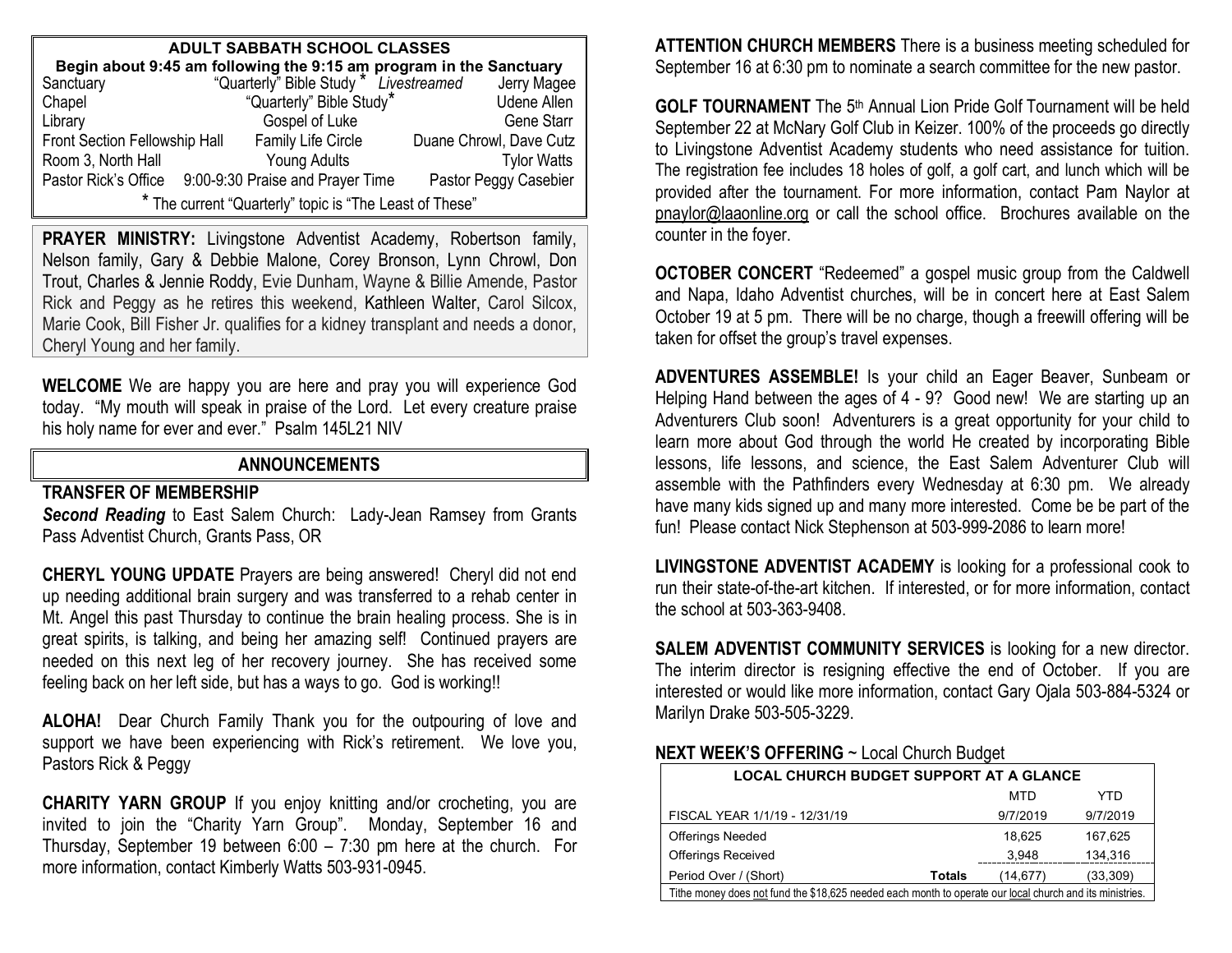## ADULT SABBATH SCHOOL CLASSES

**Begin about 9:45 am following the 9:15 am program in the Sanctuary**

| | | |
|---|---|---|
| Sanctuary | "Quarterly" Bible Study * *Livestreamed* | Jerry Magee |
| Chapel | "Quarterly" Bible Study* | Udene Allen |
| Library | Gospel of Luke | Gene Starr |
| Front Section Fellowship Hall | Family Life Circle | Duane Chrowl, Dave Cutz |
| Room 3, North Hall | Young Adults | Tylor Watts |
| Pastor Rick's Office | 9:00-9:30 Praise and Prayer Time | Pastor Peggy Casebier |

* The current "Quarterly" topic is "The Least of These"

**PRAYER MINISTRY:** Livingstone Adventist Academy, Robertson family, Nelson family, Gary & Debbie Malone, Corey Bronson, Lynn Chrowl, Don Trout, Charles & Jennie Roddy, Evie Dunham, Wayne & Billie Amende, Pastor Rick and Peggy as he retires this weekend, Kathleen Walter, Carol Silcox, Marie Cook, Bill Fisher Jr. qualifies for a kidney transplant and needs a donor, Cheryl Young and her family.

**WELCOME** We are happy you are here and pray you will experience God today. "My mouth will speak in praise of the Lord. Let every creature praise his holy name for ever and ever." Psalm 145L21 NIV

## ANNOUNCEMENTS

**TRANSFER OF MEMBERSHIP**

***Second Reading*** to East Salem Church: Lady-Jean Ramsey from Grants Pass Adventist Church, Grants Pass, OR

**CHERYL YOUNG UPDATE** Prayers are being answered! Cheryl did not end up needing additional brain surgery and was transferred to a rehab center in Mt. Angel this past Thursday to continue the brain healing process. She is in great spirits, is talking, and being her amazing self! Continued prayers are needed on this next leg of her recovery journey. She has received some feeling back on her left side, but has a ways to go. God is working!!

**ALOHA!** Dear Church Family Thank you for the outpouring of love and support we have been experiencing with Rick's retirement. We love you, Pastors Rick & Peggy

**CHARITY YARN GROUP** If you enjoy knitting and/or crocheting, you are invited to join the "Charity Yarn Group". Monday, September 16 and Thursday, September 19 between 6:00 – 7:30 pm here at the church. For more information, contact Kimberly Watts 503-931-0945.

**ATTENTION CHURCH MEMBERS** There is a business meeting scheduled for September 16 at 6:30 pm to nominate a search committee for the new pastor.

**GOLF TOURNAMENT** The 5th Annual Lion Pride Golf Tournament will be held September 22 at McNary Golf Club in Keizer. 100% of the proceeds go directly to Livingstone Adventist Academy students who need assistance for tuition. The registration fee includes 18 holes of golf, a golf cart, and lunch which will be provided after the tournament. For more information, contact Pam Naylor at pnaylor@laaonline.org or call the school office. Brochures available on the counter in the foyer.

**OCTOBER CONCERT** "Redeemed" a gospel music group from the Caldwell and Napa, Idaho Adventist churches, will be in concert here at East Salem October 19 at 5 pm. There will be no charge, though a freewill offering will be taken for offset the group's travel expenses.

**ADVENTURES ASSEMBLE!** Is your child an Eager Beaver, Sunbeam or Helping Hand between the ages of 4 - 9? Good new! We are starting up an Adventurers Club soon! Adventurers is a great opportunity for your child to learn more about God through the world He created by incorporating Bible lessons, life lessons, and science, the East Salem Adventurer Club will assemble with the Pathfinders every Wednesday at 6:30 pm. We already have many kids signed up and many more interested. Come be be part of the fun! Please contact Nick Stephenson at 503-999-2086 to learn more!

**LIVINGSTONE ADVENTIST ACADEMY** is looking for a professional cook to run their state-of-the-art kitchen. If interested, or for more information, contact the school at 503-363-9408.

**SALEM ADVENTIST COMMUNITY SERVICES** is looking for a new director. The interim director is resigning effective the end of October. If you are interested or would like more information, contact Gary Ojala 503-884-5324 or Marilyn Drake 503-505-3229.

**NEXT WEEK'S OFFERING** ~ Local Church Budget

| LOCAL CHURCH BUDGET SUPPORT AT A GLANCE | | MTD | YTD |
|---|---|---|---|
| FISCAL YEAR 1/1/19 - 12/31/19 | | 9/7/2019 | 9/7/2019 |
| Offerings Needed | | 18,625 | 167,625 |
| Offerings Received | | 3,948 | 134,316 |
| Period Over / (Short) | **Totals** | (14,677) | (33,309) |

Tithe money does not fund the $18,625 needed each month to operate our local church and its ministries.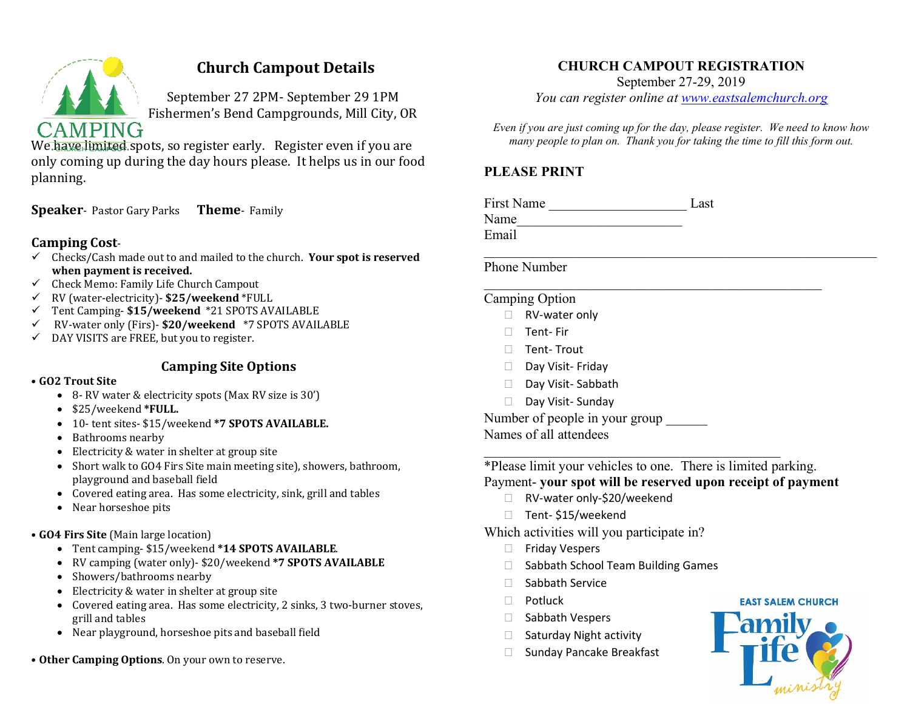# Church Campout Details

September 27 2PM- September 29 1PM
Fishermen's Bend Campgrounds, Mill City, OR

We have limited spots, so register early. Register even if you are only coming up during the day hours please. It helps us in our food planning.

**Speaker**- Pastor Gary Parks **Theme**- Family

**Camping Cost**-

- ✓ Checks/Cash made out to and mailed to the church. **Your spot is reserved when payment is received.**
- ✓ Check Memo: Family Life Church Campout
- ✓ RV (water-electricity)- **$25/weekend** *FULL
- ✓ Tent Camping- **$15/weekend** *21 SPOTS AVAILABLE
- ✓ RV-water only (Firs)- **$20/weekend** *7 SPOTS AVAILABLE
- ✓ DAY VISITS are FREE, but you to register.

## Camping Site Options

- **GO2 Trout Site**
  - 8- RV water & electricity spots (Max RV size is 30')
  - $25/weekend ***FULL.**
  - 10- tent sites- $15/weekend ***7 SPOTS AVAILABLE.**
  - Bathrooms nearby
  - Electricity & water in shelter at group site
  - Short walk to GO4 Firs Site main meeting site), showers, bathroom, playground and baseball field
  - Covered eating area. Has some electricity, sink, grill and tables
  - Near horseshoe pits

- **GO4 Firs Site** (Main large location)
  - Tent camping- $15/weekend ***14 SPOTS AVAILABLE**.
  - RV camping (water only)- $20/weekend ***7 SPOTS AVAILABLE**
  - Showers/bathrooms nearby
  - Electricity & water in shelter at group site
  - Covered eating area. Has some electricity, 2 sinks, 3 two-burner stoves, grill and tables
  - Near playground, horseshoe pits and baseball field

- **Other Camping Options**. On your own to reserve.

# CHURCH CAMPOUT REGISTRATION

September 27-29, 2019

*You can register online at www.eastsalemchurch.org*

*Even if you are just coming up for the day, please register. We need to know how many people to plan on. Thank you for taking the time to fill this form out.*

**PLEASE PRINT**

First Name ____________________ Last Name________________________

Email ____________________________________________________________

Phone Number ____________________________________________________

Camping Option

- ☐ RV-water only
- ☐ Tent- Fir
- ☐ Tent- Trout
- ☐ Day Visit- Friday
- ☐ Day Visit- Sabbath
- ☐ Day Visit- Sunday

Number of people in your group ______

Names of all attendees ____________________________________________

*Please limit your vehicles to one. There is limited parking.

Payment- **your spot will be reserved upon receipt of payment**

- ☐ RV-water only-$20/weekend
- ☐ Tent- $15/weekend

Which activities will you participate in?

- ☐ Friday Vespers
- ☐ Sabbath School Team Building Games
- ☐ Sabbath Service
- ☐ Potluck
- ☐ Sabbath Vespers
- ☐ Saturday Night activity
- ☐ Sunday Pancake Breakfast

EAST SALEM CHURCH Family Life ministry